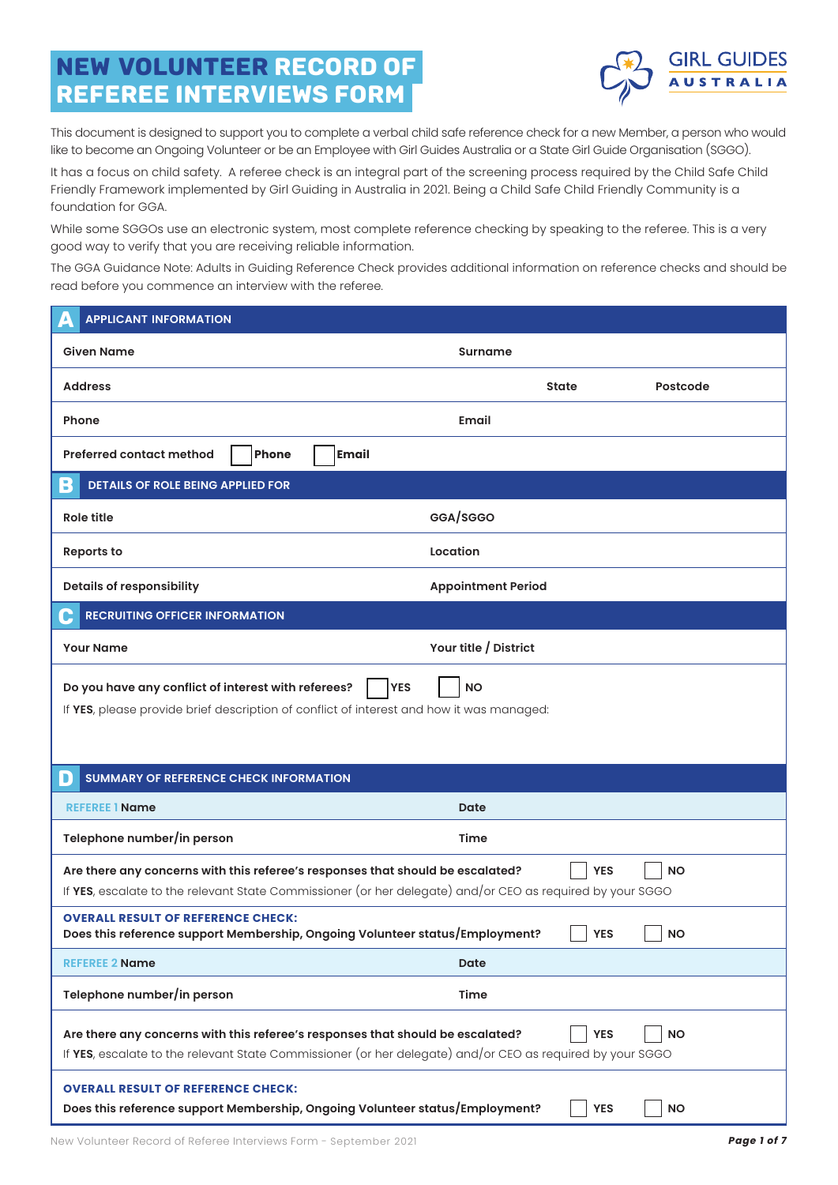# NEW VOLUNTEER RECORD OF REFEREE INTERVIEWS FORM

GIRL GUIDES AUSTRALIA

This document is designed to support you to complete a verbal child safe reference check for a new Member, a person who would like to become an Ongoing Volunteer or be an Employee with Girl Guides Australia or a State Girl Guide Organisation (SGGO).

It has a focus on child safety. A referee check is an integral part of the screening process required by the Child Safe Child Friendly Framework implemented by Girl Guiding in Australia in 2021. Being a Child Safe Child Friendly Community is a foundation for GGA.

While some SGGOs use an electronic system, most complete reference checking by speaking to the referee. This is a very good way to verify that you are receiving reliable information.

The GGA Guidance Note: Adults in Guiding Reference Check provides additional information on reference checks and should be read before you commence an interview with the referee.

## A APPLICANT INFORMATION

| | | | |
|---|---|---|---|
| **Given Name** | **Surname** | | |
| **Address** | | **State** | **Postcode** |
| **Phone** | **Email** | | |
| **Preferred contact method** ☐ **Phone** ☐ **Email** | | | |

## B DETAILS OF ROLE BEING APPLIED FOR

| | |
|---|---|
| **Role title** | **GGA/SGGO** |
| **Reports to** | **Location** |
| **Details of responsibility** | **Appointment Period** |

## C RECRUITING OFFICER INFORMATION

| | |
|---|---|
| **Your Name** | **Your title / District** |

**Do you have any conflict of interest with referees?** ☐ **YES** ☐ **NO**

If **YES**, please provide brief description of conflict of interest and how it was managed:

## D SUMMARY OF REFERENCE CHECK INFORMATION

| | |
|---|---|
| **REFEREE 1 Name** | **Date** |
| **Telephone number/in person** | **Time** |

**Are there any concerns with this referee's responses that should be escalated?** ☐ **YES** ☐ **NO**

If **YES**, escalate to the relevant State Commissioner (or her delegate) and/or CEO as required by your SGGO

**OVERALL RESULT OF REFERENCE CHECK:**
**Does this reference support Membership, Ongoing Volunteer status/Employment?** ☐ **YES** ☐ **NO**

| | |
|---|---|
| **REFEREE 2 Name** | **Date** |
| **Telephone number/in person** | **Time** |

**Are there any concerns with this referee's responses that should be escalated?** ☐ **YES** ☐ **NO**

If **YES**, escalate to the relevant State Commissioner (or her delegate) and/or CEO as required by your SGGO

**OVERALL RESULT OF REFERENCE CHECK:**
**Does this reference support Membership, Ongoing Volunteer status/Employment?** ☐ **YES** ☐ **NO**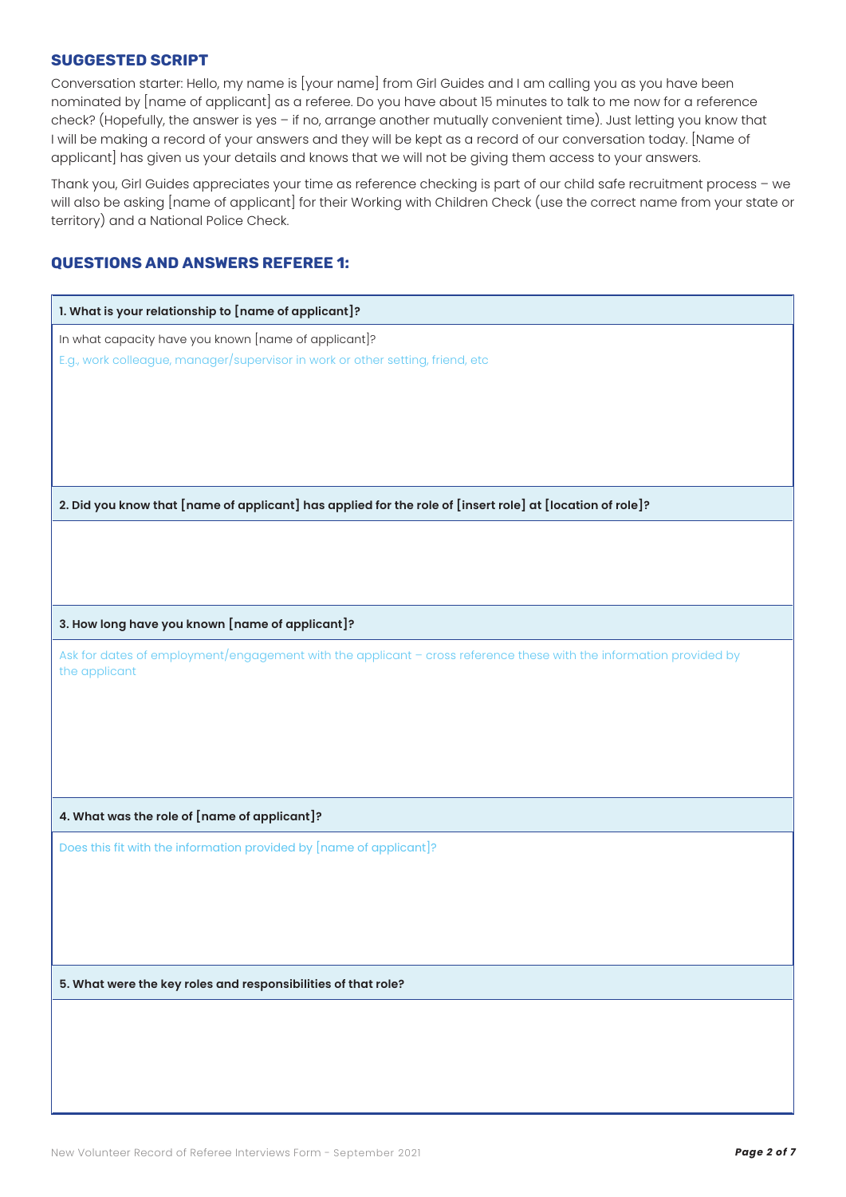## SUGGESTED SCRIPT

Conversation starter: Hello, my name is [your name] from Girl Guides and I am calling you as you have been nominated by [name of applicant] as a referee. Do you have about 15 minutes to talk to me now for a reference check? (Hopefully, the answer is yes – if no, arrange another mutually convenient time). Just letting you know that I will be making a record of your answers and they will be kept as a record of our conversation today. [Name of applicant] has given us your details and knows that we will not be giving them access to your answers.

Thank you, Girl Guides appreciates your time as reference checking is part of our child safe recruitment process – we will also be asking [name of applicant] for their Working with Children Check (use the correct name from your state or territory) and a National Police Check.

## QUESTIONS AND ANSWERS REFEREE 1:

**1. What is your relationship to [name of applicant]?**

In what capacity have you known [name of applicant]?

E.g., work colleague, manager/supervisor in work or other setting, friend, etc

**2. Did you know that [name of applicant] has applied for the role of [insert role] at [location of role]?**

**3. How long have you known [name of applicant]?**

Ask for dates of employment/engagement with the applicant – cross reference these with the information provided by the applicant

**4. What was the role of [name of applicant]?**

Does this fit with the information provided by [name of applicant]?

**5. What were the key roles and responsibilities of that role?**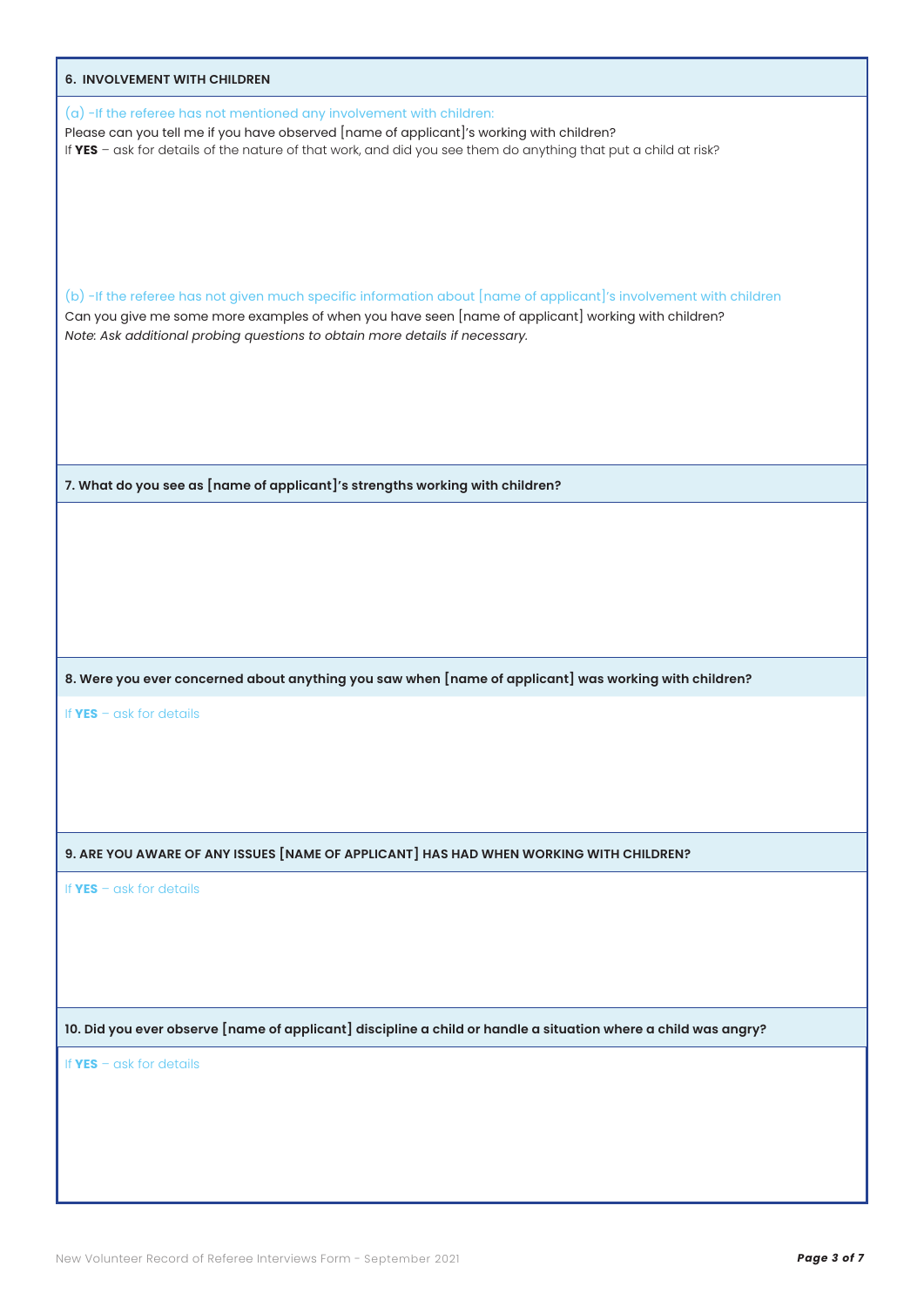### 6. INVOLVEMENT WITH CHILDREN

(a) -If the referee has not mentioned any involvement with children:

Please can you tell me if you have observed [name of applicant]'s working with children?

If **YES** – ask for details of the nature of that work, and did you see them do anything that put a child at risk?

(b) -If the referee has not given much specific information about [name of applicant]'s involvement with children

Can you give me some more examples of when you have seen [name of applicant] working with children?

*Note: Ask additional probing questions to obtain more details if necessary.*

### 7. What do you see as [name of applicant]'s strengths working with children?

### 8. Were you ever concerned about anything you saw when [name of applicant] was working with children?

If **YES** – ask for details

### 9. ARE YOU AWARE OF ANY ISSUES [NAME OF APPLICANT] HAS HAD WHEN WORKING WITH CHILDREN?

If **YES** – ask for details

### 10. Did you ever observe [name of applicant] discipline a child or handle a situation where a child was angry?

If **YES** – ask for details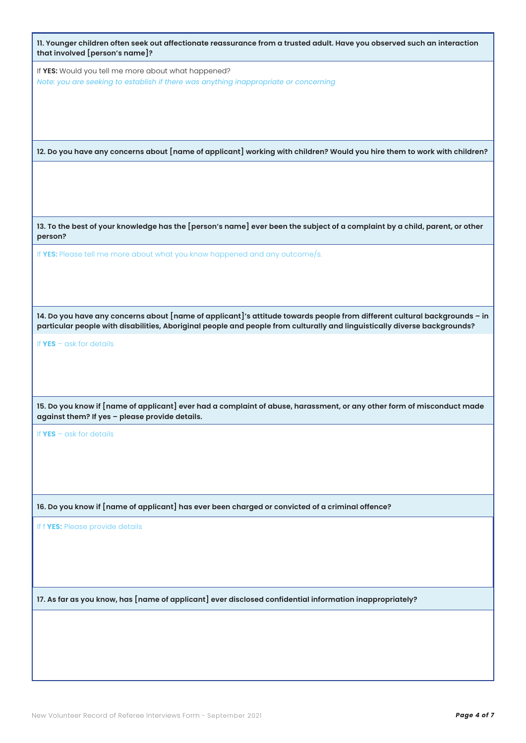**11. Younger children often seek out affectionate reassurance from a trusted adult. Have you observed such an interaction that involved [person's name]?**

If **YES:** Would you tell me more about what happened?

*Note: you are seeking to establish if there was anything inappropriate or concerning*

**12. Do you have any concerns about [name of applicant] working with children? Would you hire them to work with children?**

**13. To the best of your knowledge has the [person's name] ever been the subject of a complaint by a child, parent, or other person?**

If **YES:** Please tell me more about what you know happened and any outcome/s.

**14. Do you have any concerns about [name of applicant]'s attitude towards people from different cultural backgrounds – in particular people with disabilities, Aboriginal people and people from culturally and linguistically diverse backgrounds?**

If **YES** – ask for details

**15. Do you know if [name of applicant] ever had a complaint of abuse, harassment, or any other form of misconduct made against them? If yes – please provide details.**

If **YES** – ask for details

**16. Do you know if [name of applicant] has ever been charged or convicted of a criminal offence?**

If f **YES:** Please provide details

**17. As far as you know, has [name of applicant] ever disclosed confidential information inappropriately?**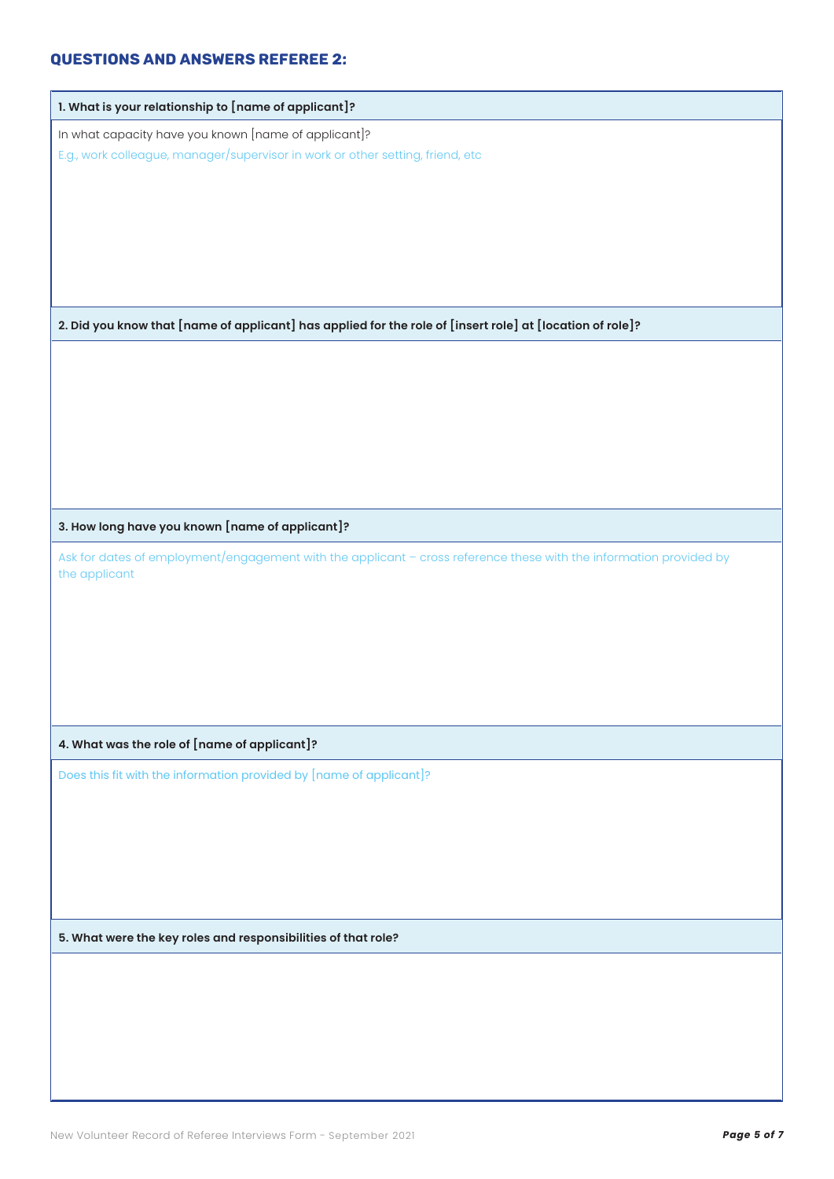## QUESTIONS AND ANSWERS REFEREE 2:

**1. What is your relationship to [name of applicant]?**

In what capacity have you known [name of applicant]?

E.g., work colleague, manager/supervisor in work or other setting, friend, etc

**2. Did you know that [name of applicant] has applied for the role of [insert role] at [location of role]?**

**3. How long have you known [name of applicant]?**

Ask for dates of employment/engagement with the applicant – cross reference these with the information provided by the applicant

**4. What was the role of [name of applicant]?**

Does this fit with the information provided by [name of applicant]?

**5. What were the key roles and responsibilities of that role?**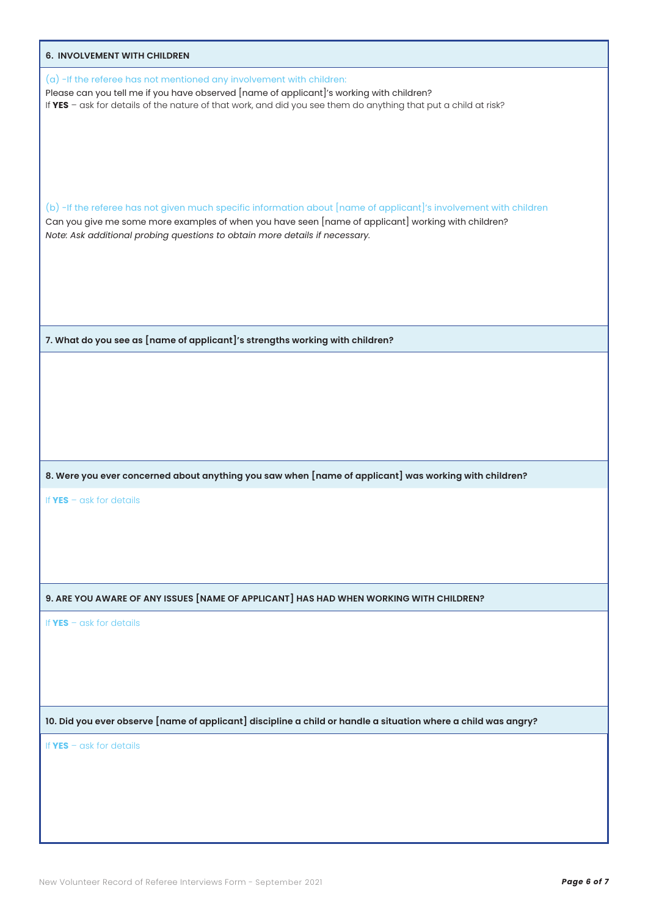## 6. INVOLVEMENT WITH CHILDREN

(a) -If the referee has not mentioned any involvement with children:

Please can you tell me if you have observed [name of applicant]'s working with children?

If **YES** – ask for details of the nature of that work, and did you see them do anything that put a child at risk?

(b) -If the referee has not given much specific information about [name of applicant]'s involvement with children

Can you give me some more examples of when you have seen [name of applicant] working with children?

*Note: Ask additional probing questions to obtain more details if necessary.*

## 7. What do you see as [name of applicant]'s strengths working with children?

## 8. Were you ever concerned about anything you saw when [name of applicant] was working with children?

If **YES** – ask for details

## 9. ARE YOU AWARE OF ANY ISSUES [NAME OF APPLICANT] HAS HAD WHEN WORKING WITH CHILDREN?

If **YES** – ask for details

## 10. Did you ever observe [name of applicant] discipline a child or handle a situation where a child was angry?

If **YES** – ask for details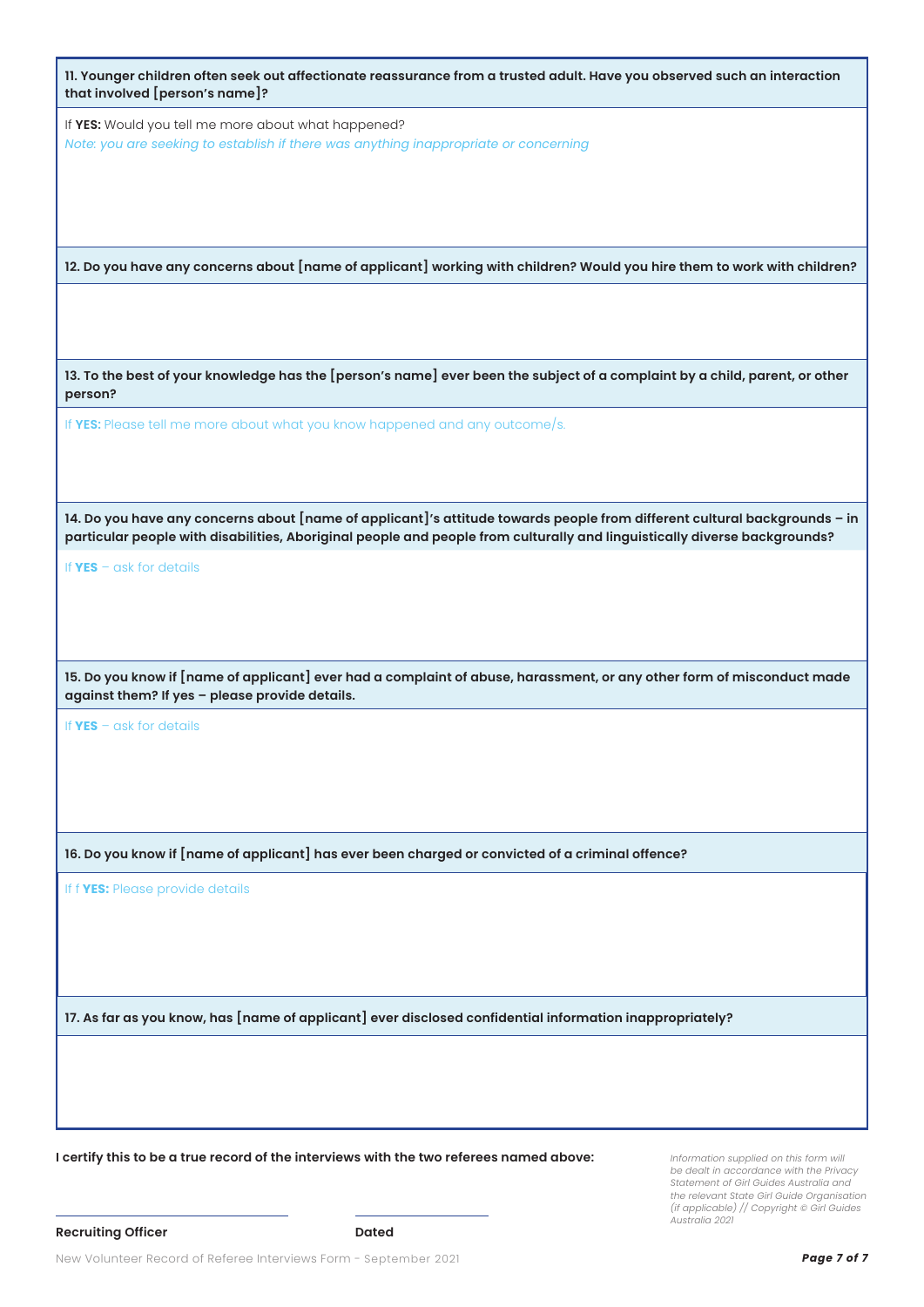**11. Younger children often seek out affectionate reassurance from a trusted adult. Have you observed such an interaction that involved [person's name]?**

If **YES:** Would you tell me more about what happened?

*Note: you are seeking to establish if there was anything inappropriate or concerning*

**12. Do you have any concerns about [name of applicant] working with children? Would you hire them to work with children?**

**13. To the best of your knowledge has the [person's name] ever been the subject of a complaint by a child, parent, or other person?**

If **YES:** Please tell me more about what you know happened and any outcome/s.

**14. Do you have any concerns about [name of applicant]'s attitude towards people from different cultural backgrounds – in particular people with disabilities, Aboriginal people and people from culturally and linguistically diverse backgrounds?**

If **YES** – ask for details

**15. Do you know if [name of applicant] ever had a complaint of abuse, harassment, or any other form of misconduct made against them? If yes – please provide details.**

If **YES** – ask for details

**16. Do you know if [name of applicant] has ever been charged or convicted of a criminal offence?**

If f **YES:** Please provide details

**17. As far as you know, has [name of applicant] ever disclosed confidential information inappropriately?**

**I certify this to be a true record of the interviews with the two referees named above:**

**Recruiting Officer** ______________________ **Dated** ______________

*Information supplied on this form will be dealt in accordance with the Privacy Statement of Girl Guides Australia and the relevant State Girl Guide Organisation (if applicable) // Copyright © Girl Guides Australia 2021*

New Volunteer Record of Referee Interviews Form - September 2021